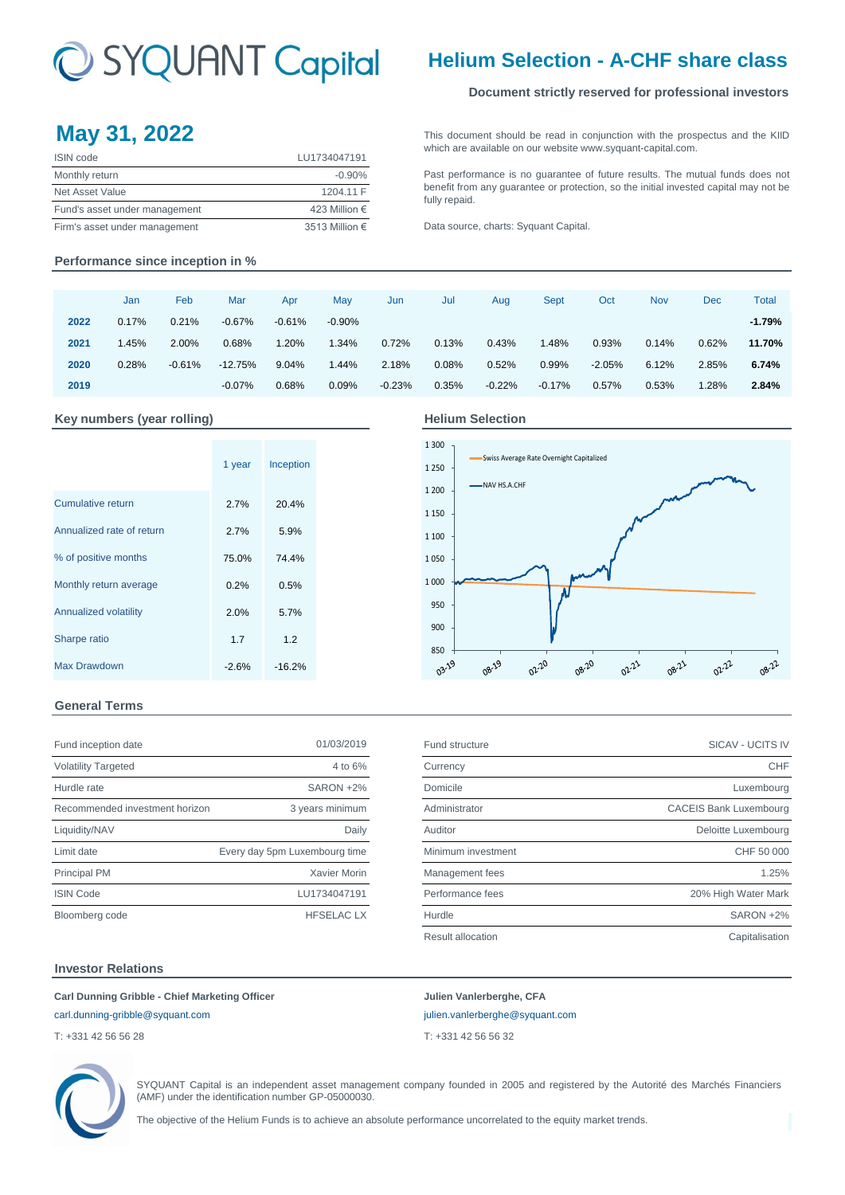# SYQUANT Capital

# Helium Selection - A-CHF share class

**Document strictly reserved for professional investors**

## May 31, 2022

| ISIN code | LU1734047191 |
|---|---|
| Monthly return | -0.90% |
| Net Asset Value | 1204.11 F |
| Fund's asset under management | 423 Million € |
| Firm's asset under management | 3513 Million € |

This document should be read in conjunction with the prospectus and the KIID which are available on our website www.syquant-capital.com.

Past performance is no guarantee of future results. The mutual funds does not benefit from any guarantee or protection, so the initial invested capital may not be fully repaid.

Data source, charts: Syquant Capital.

### Performance since inception in %

| | Jan | Feb | Mar | Apr | May | Jun | Jul | Aug | Sept | Oct | Nov | Dec | Total |
|---|---|---|---|---|---|---|---|---|---|---|---|---|---|
| **2022** | 0.17% | 0.21% | -0.67% | -0.61% | -0.90% | | | | | | | | **-1.79%** |
| **2021** | 1.45% | 2.00% | 0.68% | 1.20% | 1.34% | 0.72% | 0.13% | 0.43% | 1.48% | 0.93% | 0.14% | 0.62% | **11.70%** |
| **2020** | 0.28% | -0.61% | -12.75% | 9.04% | 1.44% | 2.18% | 0.08% | 0.52% | 0.99% | -2.05% | 6.12% | 2.85% | **6.74%** |
| **2019** | | | -0.07% | 0.68% | 0.09% | -0.23% | 0.35% | -0.22% | -0.17% | 0.57% | 0.53% | 1.28% | **2.84%** |

### Key numbers (year rolling)

| | 1 year | Inception |
|---|---|---|
| Cumulative return | 2.7% | 20.4% |
| Annualized rate of return | 2.7% | 5.9% |
| % of positive months | 75.0% | 74.4% |
| Monthly return average | 0.2% | 0.5% |
| Annualized volatility | 2.0% | 5.7% |
| Sharpe ratio | 1.7 | 1.2 |
| Max Drawdown | -2.6% | -16.2% |

### Helium Selection

### General Terms

| Fund inception date | 01/03/2019 |
|---|---|
| Volatility Targeted | 4 to 6% |
| Hurdle rate | SARON +2% |
| Recommended investment horizon | 3 years minimum |
| Liquidity/NAV | Daily |
| Limit date | Every day 5pm Luxembourg time |
| Principal PM | Xavier Morin |
| ISIN Code | LU1734047191 |
| Bloomberg code | HFSELAC LX |

| Fund structure | SICAV - UCITS IV |
|---|---|
| Currency | CHF |
| Domicile | Luxembourg |
| Administrator | CACEIS Bank Luxembourg |
| Auditor | Deloitte Luxembourg |
| Minimum investment | CHF 50 000 |
| Management fees | 1.25% |
| Performance fees | 20% High Water Mark |
| Hurdle | SARON +2% |
| Result allocation | Capitalisation |

### Investor Relations

**Carl Dunning Gribble - Chief Marketing Officer**
carl.dunning-gribble@syquant.com
T: +331 42 56 56 28

**Julien Vanlerberghe, CFA**
julien.vanlerberghe@syquant.com
T: +331 42 56 56 32

SYQUANT Capital is an independent asset management company founded in 2005 and registered by the Autorité des Marchés Financiers (AMF) under the identification number GP-05000030.

The objective of the Helium Funds is to achieve an absolute performance uncorrelated to the equity market trends.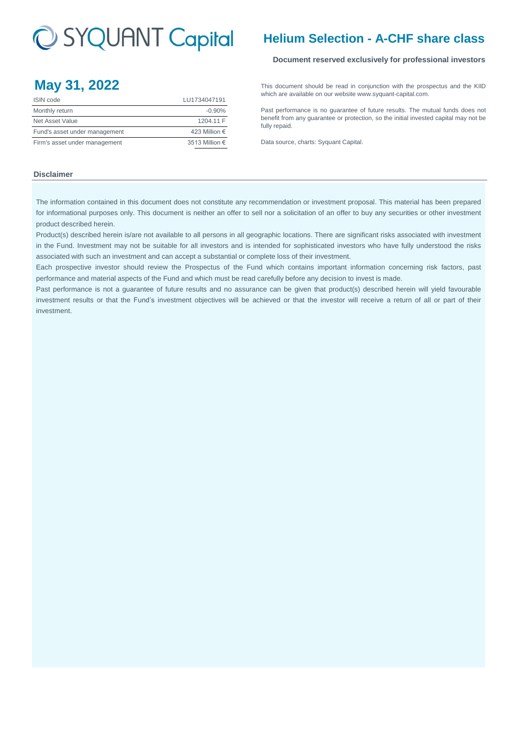SYQUANT Capital

# Helium Selection - A-CHF share class

**Document reserved exclusively for professional investors**

## May 31, 2022

| ISIN code | LU1734047191 |
|---|---|
| Monthly return | -0.90% |
| Net Asset Value | 1204.11 F |
| Fund's asset under management | 423 Million € |
| Firm's asset under management | 3513 Million € |

This document should be read in conjunction with the prospectus and the KIID which are available on our website www.syquant-capital.com.

Past performance is no guarantee of future results. The mutual funds does not benefit from any guarantee or protection, so the initial invested capital may not be fully repaid.

Data source, charts: Syquant Capital.

### Disclaimer

The information contained in this document does not constitute any recommendation or investment proposal. This material has been prepared for informational purposes only. This document is neither an offer to sell nor a solicitation of an offer to buy any securities or other investment product described herein.

Product(s) described herein is/are not available to all persons in all geographic locations. There are significant risks associated with investment in the Fund. Investment may not be suitable for all investors and is intended for sophisticated investors who have fully understood the risks associated with such an investment and can accept a substantial or complete loss of their investment.

Each prospective investor should review the Prospectus of the Fund which contains important information concerning risk factors, past performance and material aspects of the Fund and which must be read carefully before any decision to invest is made.

Past performance is not a guarantee of future results and no assurance can be given that product(s) described herein will yield favourable investment results or that the Fund's investment objectives will be achieved or that the investor will receive a return of all or part of their investment.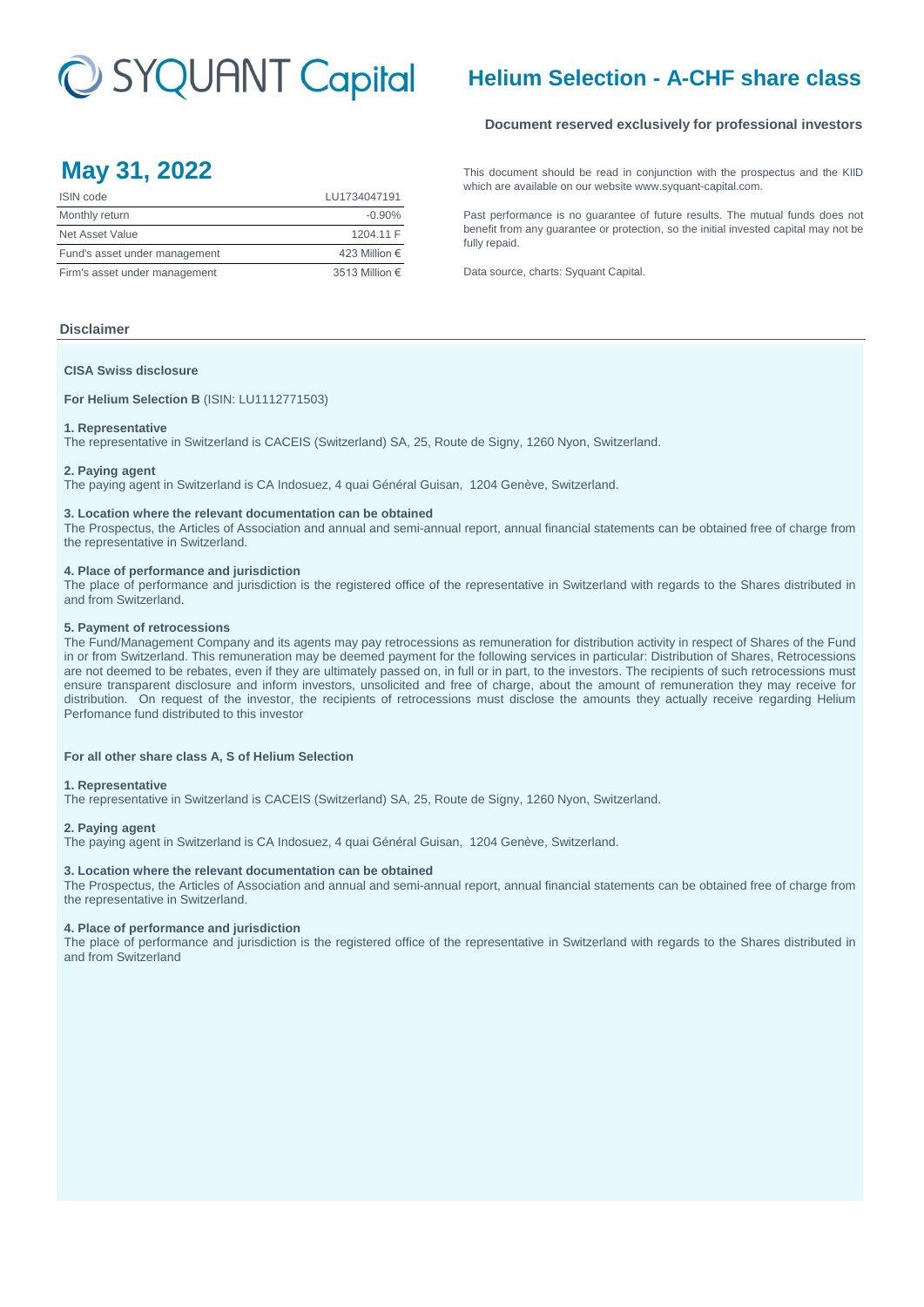SYQUANT Capital

# Helium Selection - A-CHF share class

**Document reserved exclusively for professional investors**

## May 31, 2022

| | |
|---|---|
| ISIN code | LU1734047191 |
| Monthly return | -0.90% |
| Net Asset Value | 1204.11 F |
| Fund's asset under management | 423 Million € |
| Firm's asset under management | 3513 Million € |

This document should be read in conjunction with the prospectus and the KIID which are available on our website www.syquant-capital.com.

Past performance is no guarantee of future results. The mutual funds does not benefit from any guarantee or protection, so the initial invested capital may not be fully repaid.

Data source, charts: Syquant Capital.

### Disclaimer

**CISA Swiss disclosure**

**For Helium Selection B** (ISIN: LU1112771503)

**1. Representative**
The representative in Switzerland is CACEIS (Switzerland) SA, 25, Route de Signy, 1260 Nyon, Switzerland.

**2. Paying agent**
The paying agent in Switzerland is CA Indosuez, 4 quai Général Guisan, 1204 Genève, Switzerland.

**3. Location where the relevant documentation can be obtained**
The Prospectus, the Articles of Association and annual and semi-annual report, annual financial statements can be obtained free of charge from the representative in Switzerland.

**4. Place of performance and jurisdiction**
The place of performance and jurisdiction is the registered office of the representative in Switzerland with regards to the Shares distributed in and from Switzerland.

**5. Payment of retrocessions**
The Fund/Management Company and its agents may pay retrocessions as remuneration for distribution activity in respect of Shares of the Fund in or from Switzerland. This remuneration may be deemed payment for the following services in particular: Distribution of Shares, Retrocessions are not deemed to be rebates, even if they are ultimately passed on, in full or in part, to the investors. The recipients of such retrocessions must ensure transparent disclosure and inform investors, unsolicited and free of charge, about the amount of remuneration they may receive for distribution. On request of the investor, the recipients of retrocessions must disclose the amounts they actually receive regarding Helium Perfomance fund distributed to this investor

**For all other share class A, S of Helium Selection**

**1. Representative**
The representative in Switzerland is CACEIS (Switzerland) SA, 25, Route de Signy, 1260 Nyon, Switzerland.

**2. Paying agent**
The paying agent in Switzerland is CA Indosuez, 4 quai Général Guisan, 1204 Genève, Switzerland.

**3. Location where the relevant documentation can be obtained**
The Prospectus, the Articles of Association and annual and semi-annual report, annual financial statements can be obtained free of charge from the representative in Switzerland.

**4. Place of performance and jurisdiction**
The place of performance and jurisdiction is the registered office of the representative in Switzerland with regards to the Shares distributed in and from Switzerland